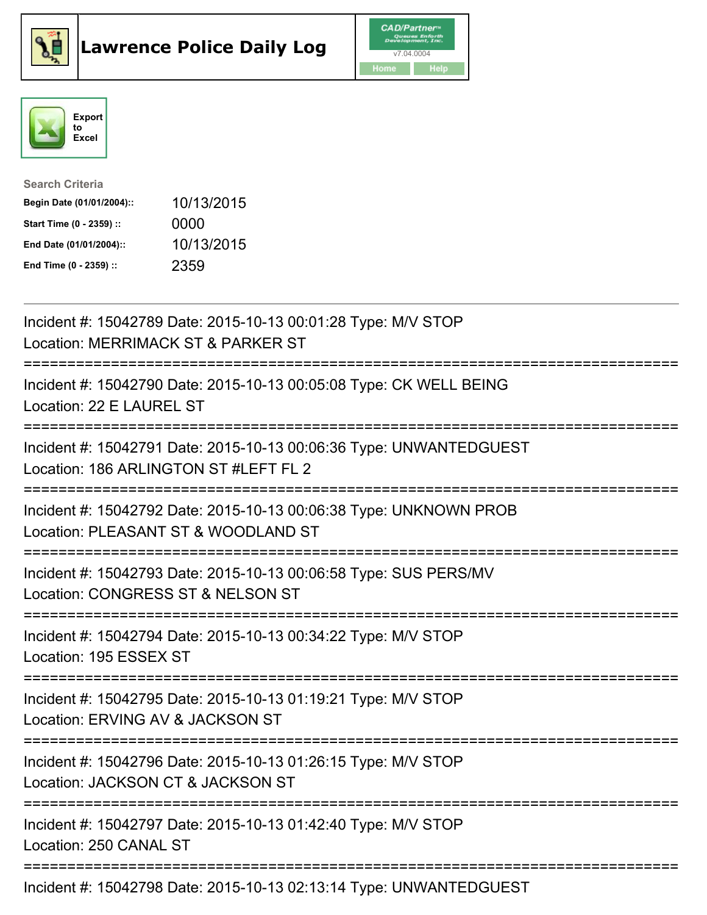# Lawrence Police Daily Log

CAD/Partner v7.04.0004

Home | Help

Export to Excel

**Search Criteria**

| | |
|---|---|
| **Begin Date (01/01/2004)::** | 10/13/2015 |
| **Start Time (0 - 2359) ::** | 0000 |
| **End Date (01/01/2004)::** | 10/13/2015 |
| **End Time (0 - 2359) ::** | 2359 |

---

Incident #: 15042789 Date: 2015-10-13 00:01:28 Type: M/V STOP
Location: MERRIMACK ST & PARKER ST

===========================================================================

Incident #: 15042790 Date: 2015-10-13 00:05:08 Type: CK WELL BEING
Location: 22 E LAUREL ST

===========================================================================

Incident #: 15042791 Date: 2015-10-13 00:06:36 Type: UNWANTEDGUEST
Location: 186 ARLINGTON ST #LEFT FL 2

===========================================================================

Incident #: 15042792 Date: 2015-10-13 00:06:38 Type: UNKNOWN PROB
Location: PLEASANT ST & WOODLAND ST

===========================================================================

Incident #: 15042793 Date: 2015-10-13 00:06:58 Type: SUS PERS/MV
Location: CONGRESS ST & NELSON ST

===========================================================================

Incident #: 15042794 Date: 2015-10-13 00:34:22 Type: M/V STOP
Location: 195 ESSEX ST

===========================================================================

Incident #: 15042795 Date: 2015-10-13 01:19:21 Type: M/V STOP
Location: ERVING AV & JACKSON ST

===========================================================================

Incident #: 15042796 Date: 2015-10-13 01:26:15 Type: M/V STOP
Location: JACKSON CT & JACKSON ST

===========================================================================

Incident #: 15042797 Date: 2015-10-13 01:42:40 Type: M/V STOP
Location: 250 CANAL ST

===========================================================================

Incident #: 15042798 Date: 2015-10-13 02:13:14 Type: UNWANTEDGUEST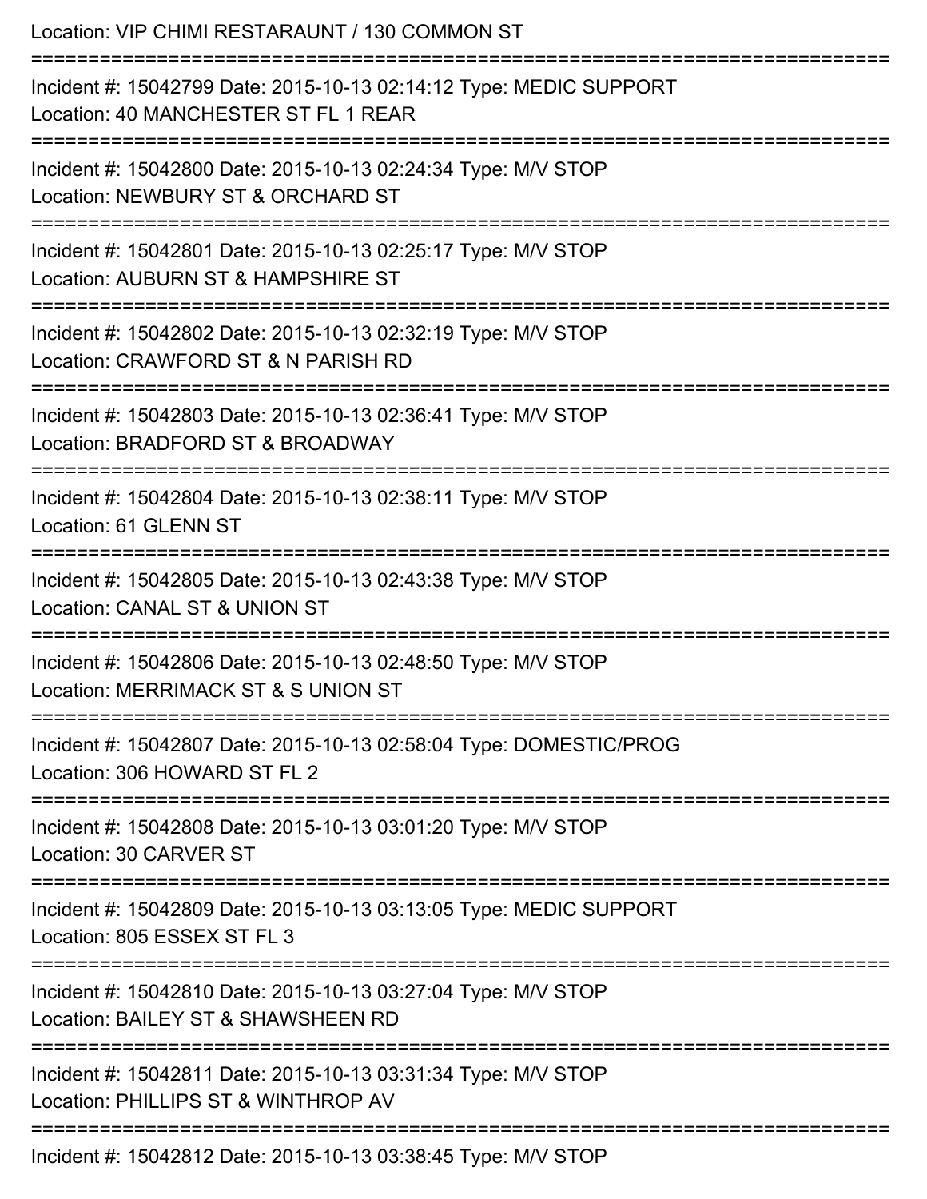Location: VIP CHIMI RESTARAUNT / 130 COMMON ST

===========================================================================

Incident #: 15042799 Date: 2015-10-13 02:14:12 Type: MEDIC SUPPORT
Location: 40 MANCHESTER ST FL 1 REAR

===========================================================================

Incident #: 15042800 Date: 2015-10-13 02:24:34 Type: M/V STOP
Location: NEWBURY ST & ORCHARD ST

===========================================================================

Incident #: 15042801 Date: 2015-10-13 02:25:17 Type: M/V STOP
Location: AUBURN ST & HAMPSHIRE ST

===========================================================================

Incident #: 15042802 Date: 2015-10-13 02:32:19 Type: M/V STOP
Location: CRAWFORD ST & N PARISH RD

===========================================================================

Incident #: 15042803 Date: 2015-10-13 02:36:41 Type: M/V STOP
Location: BRADFORD ST & BROADWAY

===========================================================================

Incident #: 15042804 Date: 2015-10-13 02:38:11 Type: M/V STOP
Location: 61 GLENN ST

===========================================================================

Incident #: 15042805 Date: 2015-10-13 02:43:38 Type: M/V STOP
Location: CANAL ST & UNION ST

===========================================================================

Incident #: 15042806 Date: 2015-10-13 02:48:50 Type: M/V STOP
Location: MERRIMACK ST & S UNION ST

===========================================================================

Incident #: 15042807 Date: 2015-10-13 02:58:04 Type: DOMESTIC/PROG
Location: 306 HOWARD ST FL 2

===========================================================================

Incident #: 15042808 Date: 2015-10-13 03:01:20 Type: M/V STOP
Location: 30 CARVER ST

===========================================================================

Incident #: 15042809 Date: 2015-10-13 03:13:05 Type: MEDIC SUPPORT
Location: 805 ESSEX ST FL 3

===========================================================================

Incident #: 15042810 Date: 2015-10-13 03:27:04 Type: M/V STOP
Location: BAILEY ST & SHAWSHEEN RD

===========================================================================

Incident #: 15042811 Date: 2015-10-13 03:31:34 Type: M/V STOP
Location: PHILLIPS ST & WINTHROP AV

===========================================================================

Incident #: 15042812 Date: 2015-10-13 03:38:45 Type: M/V STOP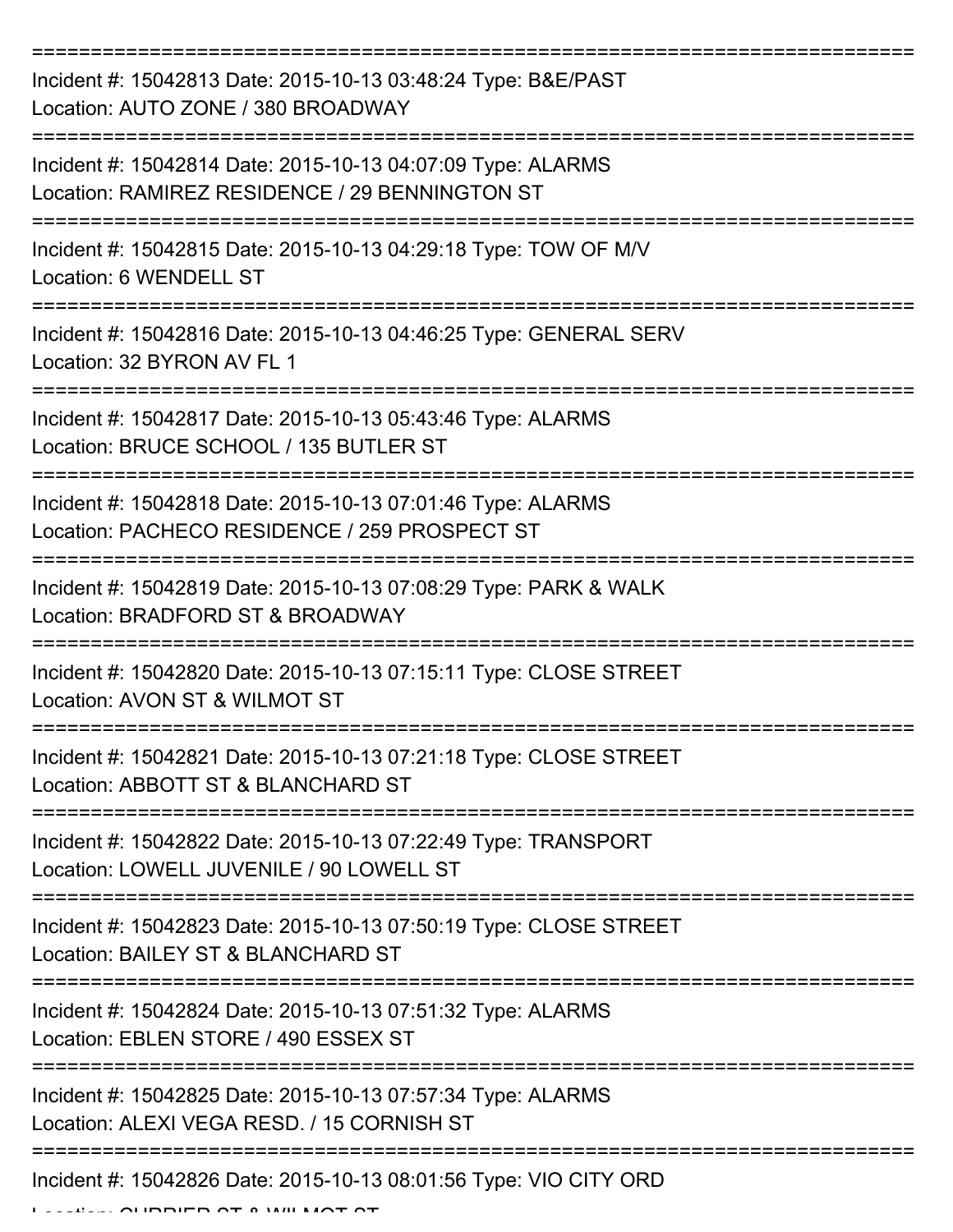===========================================================================

Incident #: 15042813 Date: 2015-10-13 03:48:24 Type: B&E/PAST
Location: AUTO ZONE / 380 BROADWAY

===========================================================================

Incident #: 15042814 Date: 2015-10-13 04:07:09 Type: ALARMS
Location: RAMIREZ RESIDENCE / 29 BENNINGTON ST

===========================================================================

Incident #: 15042815 Date: 2015-10-13 04:29:18 Type: TOW OF M/V
Location: 6 WENDELL ST

===========================================================================

Incident #: 15042816 Date: 2015-10-13 04:46:25 Type: GENERAL SERV
Location: 32 BYRON AV FL 1

===========================================================================

Incident #: 15042817 Date: 2015-10-13 05:43:46 Type: ALARMS
Location: BRUCE SCHOOL / 135 BUTLER ST

===========================================================================

Incident #: 15042818 Date: 2015-10-13 07:01:46 Type: ALARMS
Location: PACHECO RESIDENCE / 259 PROSPECT ST

===========================================================================

Incident #: 15042819 Date: 2015-10-13 07:08:29 Type: PARK & WALK
Location: BRADFORD ST & BROADWAY

===========================================================================

Incident #: 15042820 Date: 2015-10-13 07:15:11 Type: CLOSE STREET
Location: AVON ST & WILMOT ST

===========================================================================

Incident #: 15042821 Date: 2015-10-13 07:21:18 Type: CLOSE STREET
Location: ABBOTT ST & BLANCHARD ST

===========================================================================

Incident #: 15042822 Date: 2015-10-13 07:22:49 Type: TRANSPORT
Location: LOWELL JUVENILE / 90 LOWELL ST

===========================================================================

Incident #: 15042823 Date: 2015-10-13 07:50:19 Type: CLOSE STREET
Location: BAILEY ST & BLANCHARD ST

===========================================================================

Incident #: 15042824 Date: 2015-10-13 07:51:32 Type: ALARMS
Location: EBLEN STORE / 490 ESSEX ST

===========================================================================

Incident #: 15042825 Date: 2015-10-13 07:57:34 Type: ALARMS
Location: ALEXI VEGA RESD. / 15 CORNISH ST

===========================================================================

Incident #: 15042826 Date: 2015-10-13 08:01:56 Type: VIO CITY ORD
Location: CURRIER ST & WILMOT ST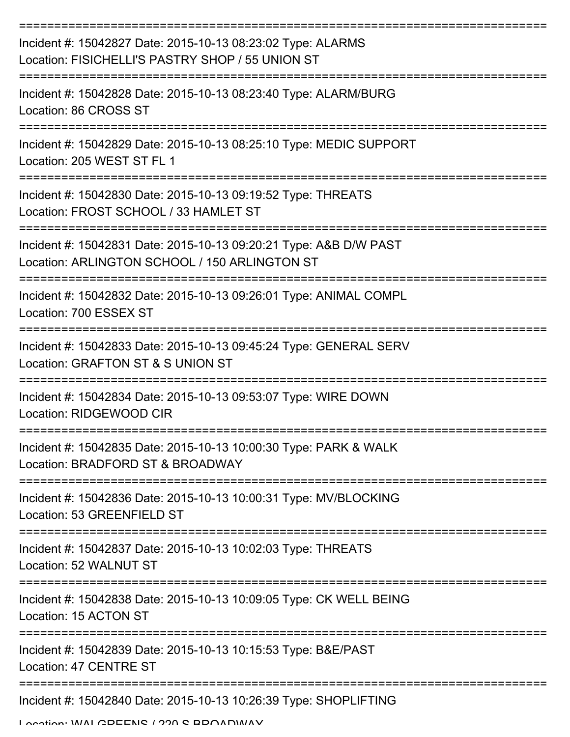===========================================================================

Incident #: 15042827 Date: 2015-10-13 08:23:02 Type: ALARMS
Location: FISICHELLI'S PASTRY SHOP / 55 UNION ST

===========================================================================

Incident #: 15042828 Date: 2015-10-13 08:23:40 Type: ALARM/BURG
Location: 86 CROSS ST

===========================================================================

Incident #: 15042829 Date: 2015-10-13 08:25:10 Type: MEDIC SUPPORT
Location: 205 WEST ST FL 1

===========================================================================

Incident #: 15042830 Date: 2015-10-13 09:19:52 Type: THREATS
Location: FROST SCHOOL / 33 HAMLET ST

===========================================================================

Incident #: 15042831 Date: 2015-10-13 09:20:21 Type: A&B D/W PAST
Location: ARLINGTON SCHOOL / 150 ARLINGTON ST

===========================================================================

Incident #: 15042832 Date: 2015-10-13 09:26:01 Type: ANIMAL COMPL
Location: 700 ESSEX ST

===========================================================================

Incident #: 15042833 Date: 2015-10-13 09:45:24 Type: GENERAL SERV
Location: GRAFTON ST & S UNION ST

===========================================================================

Incident #: 15042834 Date: 2015-10-13 09:53:07 Type: WIRE DOWN
Location: RIDGEWOOD CIR

===========================================================================

Incident #: 15042835 Date: 2015-10-13 10:00:30 Type: PARK & WALK
Location: BRADFORD ST & BROADWAY

===========================================================================

Incident #: 15042836 Date: 2015-10-13 10:00:31 Type: MV/BLOCKING
Location: 53 GREENFIELD ST

===========================================================================

Incident #: 15042837 Date: 2015-10-13 10:02:03 Type: THREATS
Location: 52 WALNUT ST

===========================================================================

Incident #: 15042838 Date: 2015-10-13 10:09:05 Type: CK WELL BEING
Location: 15 ACTON ST

===========================================================================

Incident #: 15042839 Date: 2015-10-13 10:15:53 Type: B&E/PAST
Location: 47 CENTRE ST

===========================================================================

Incident #: 15042840 Date: 2015-10-13 10:26:39 Type: SHOPLIFTING
Location: WALGREENS / 220 S BROADWAY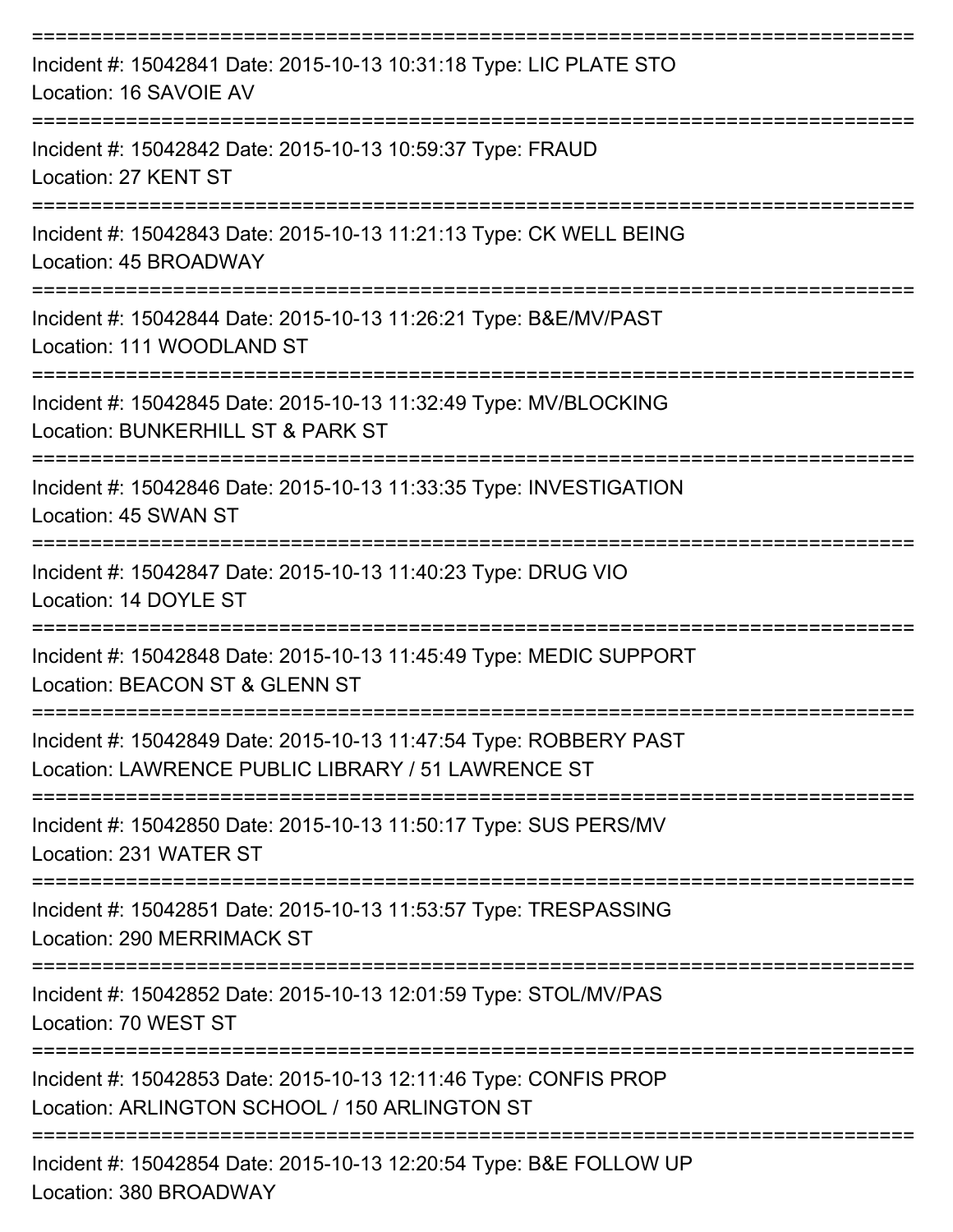===========================================================================

Incident #: 15042841 Date: 2015-10-13 10:31:18 Type: LIC PLATE STO

Location: 16 SAVOIE AV

===========================================================================

Incident #: 15042842 Date: 2015-10-13 10:59:37 Type: FRAUD

Location: 27 KENT ST

===========================================================================

Incident #: 15042843 Date: 2015-10-13 11:21:13 Type: CK WELL BEING

Location: 45 BROADWAY

===========================================================================

Incident #: 15042844 Date: 2015-10-13 11:26:21 Type: B&E/MV/PAST

Location: 111 WOODLAND ST

===========================================================================

Incident #: 15042845 Date: 2015-10-13 11:32:49 Type: MV/BLOCKING

Location: BUNKERHILL ST & PARK ST

===========================================================================

Incident #: 15042846 Date: 2015-10-13 11:33:35 Type: INVESTIGATION

Location: 45 SWAN ST

===========================================================================

Incident #: 15042847 Date: 2015-10-13 11:40:23 Type: DRUG VIO

Location: 14 DOYLE ST

===========================================================================

Incident #: 15042848 Date: 2015-10-13 11:45:49 Type: MEDIC SUPPORT

Location: BEACON ST & GLENN ST

===========================================================================

Incident #: 15042849 Date: 2015-10-13 11:47:54 Type: ROBBERY PAST

Location: LAWRENCE PUBLIC LIBRARY / 51 LAWRENCE ST

===========================================================================

Incident #: 15042850 Date: 2015-10-13 11:50:17 Type: SUS PERS/MV

Location: 231 WATER ST

===========================================================================

Incident #: 15042851 Date: 2015-10-13 11:53:57 Type: TRESPASSING

Location: 290 MERRIMACK ST

===========================================================================

Incident #: 15042852 Date: 2015-10-13 12:01:59 Type: STOL/MV/PAS

Location: 70 WEST ST

===========================================================================

Incident #: 15042853 Date: 2015-10-13 12:11:46 Type: CONFIS PROP

Location: ARLINGTON SCHOOL / 150 ARLINGTON ST

===========================================================================

Incident #: 15042854 Date: 2015-10-13 12:20:54 Type: B&E FOLLOW UP

Location: 380 BROADWAY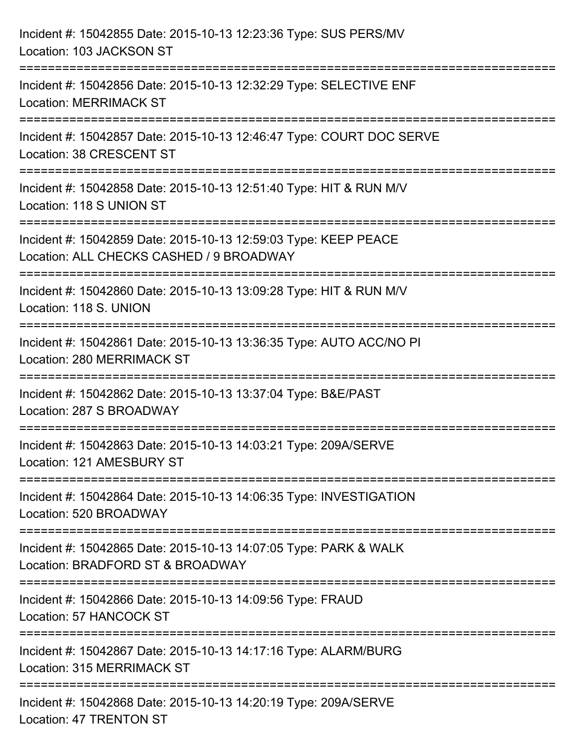Incident #: 15042855 Date: 2015-10-13 12:23:36 Type: SUS PERS/MV
Location: 103 JACKSON ST

===========================================================================

Incident #: 15042856 Date: 2015-10-13 12:32:29 Type: SELECTIVE ENF
Location: MERRIMACK ST

===========================================================================

Incident #: 15042857 Date: 2015-10-13 12:46:47 Type: COURT DOC SERVE
Location: 38 CRESCENT ST

===========================================================================

Incident #: 15042858 Date: 2015-10-13 12:51:40 Type: HIT & RUN M/V
Location: 118 S UNION ST

===========================================================================

Incident #: 15042859 Date: 2015-10-13 12:59:03 Type: KEEP PEACE
Location: ALL CHECKS CASHED / 9 BROADWAY

===========================================================================

Incident #: 15042860 Date: 2015-10-13 13:09:28 Type: HIT & RUN M/V
Location: 118 S. UNION

===========================================================================

Incident #: 15042861 Date: 2015-10-13 13:36:35 Type: AUTO ACC/NO PI
Location: 280 MERRIMACK ST

===========================================================================

Incident #: 15042862 Date: 2015-10-13 13:37:04 Type: B&E/PAST
Location: 287 S BROADWAY

===========================================================================

Incident #: 15042863 Date: 2015-10-13 14:03:21 Type: 209A/SERVE
Location: 121 AMESBURY ST

===========================================================================

Incident #: 15042864 Date: 2015-10-13 14:06:35 Type: INVESTIGATION
Location: 520 BROADWAY

===========================================================================

Incident #: 15042865 Date: 2015-10-13 14:07:05 Type: PARK & WALK
Location: BRADFORD ST & BROADWAY

===========================================================================

Incident #: 15042866 Date: 2015-10-13 14:09:56 Type: FRAUD
Location: 57 HANCOCK ST

===========================================================================

Incident #: 15042867 Date: 2015-10-13 14:17:16 Type: ALARM/BURG
Location: 315 MERRIMACK ST

===========================================================================

Incident #: 15042868 Date: 2015-10-13 14:20:19 Type: 209A/SERVE
Location: 47 TRENTON ST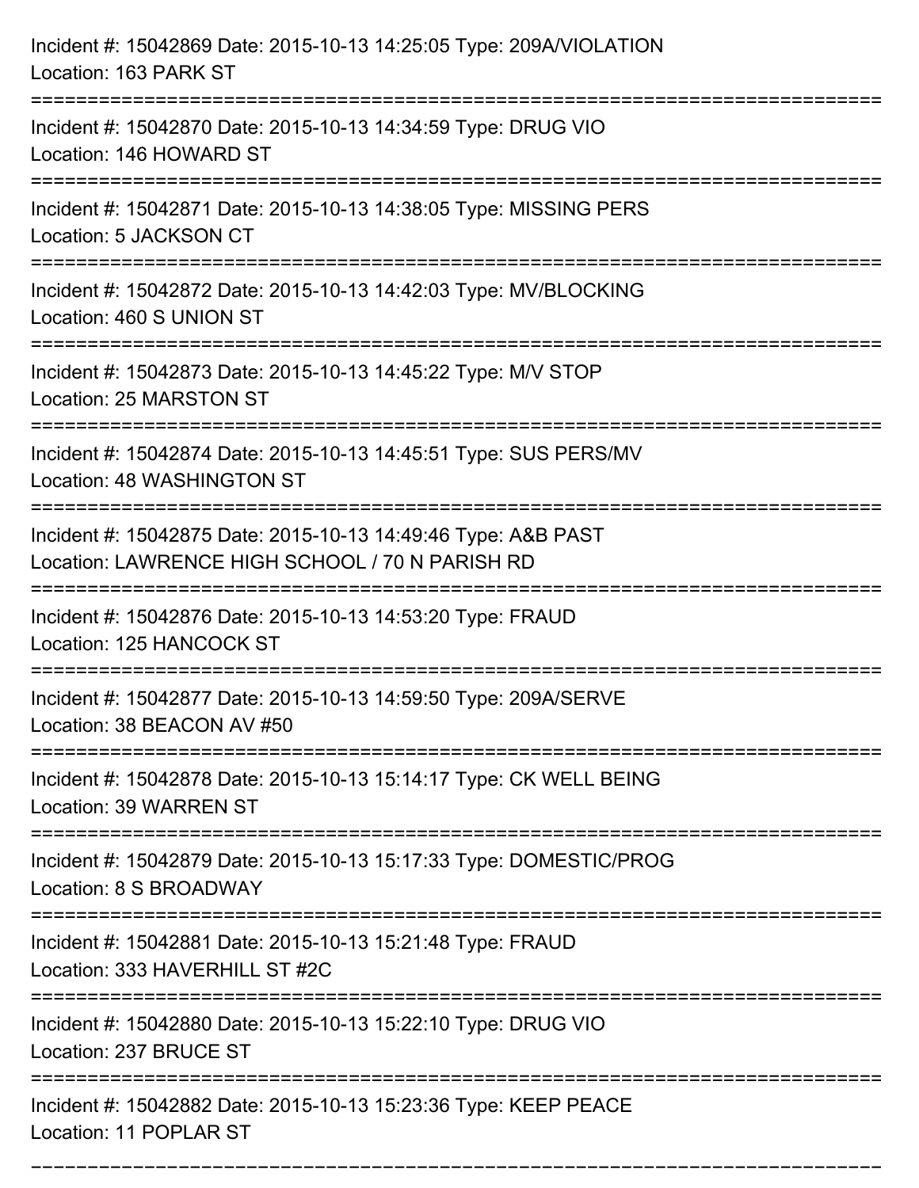Incident #: 15042869 Date: 2015-10-13 14:25:05 Type: 209A/VIOLATION
Location: 163 PARK ST

===========================================================================

Incident #: 15042870 Date: 2015-10-13 14:34:59 Type: DRUG VIO
Location: 146 HOWARD ST

===========================================================================

Incident #: 15042871 Date: 2015-10-13 14:38:05 Type: MISSING PERS
Location: 5 JACKSON CT

===========================================================================

Incident #: 15042872 Date: 2015-10-13 14:42:03 Type: MV/BLOCKING
Location: 460 S UNION ST

===========================================================================

Incident #: 15042873 Date: 2015-10-13 14:45:22 Type: M/V STOP
Location: 25 MARSTON ST

===========================================================================

Incident #: 15042874 Date: 2015-10-13 14:45:51 Type: SUS PERS/MV
Location: 48 WASHINGTON ST

===========================================================================

Incident #: 15042875 Date: 2015-10-13 14:49:46 Type: A&B PAST
Location: LAWRENCE HIGH SCHOOL / 70 N PARISH RD

===========================================================================

Incident #: 15042876 Date: 2015-10-13 14:53:20 Type: FRAUD
Location: 125 HANCOCK ST

===========================================================================

Incident #: 15042877 Date: 2015-10-13 14:59:50 Type: 209A/SERVE
Location: 38 BEACON AV #50

===========================================================================

Incident #: 15042878 Date: 2015-10-13 15:14:17 Type: CK WELL BEING
Location: 39 WARREN ST

===========================================================================

Incident #: 15042879 Date: 2015-10-13 15:17:33 Type: DOMESTIC/PROG
Location: 8 S BROADWAY

===========================================================================

Incident #: 15042881 Date: 2015-10-13 15:21:48 Type: FRAUD
Location: 333 HAVERHILL ST #2C

===========================================================================

Incident #: 15042880 Date: 2015-10-13 15:22:10 Type: DRUG VIO
Location: 237 BRUCE ST

===========================================================================

Incident #: 15042882 Date: 2015-10-13 15:23:36 Type: KEEP PEACE
Location: 11 POPLAR ST

===========================================================================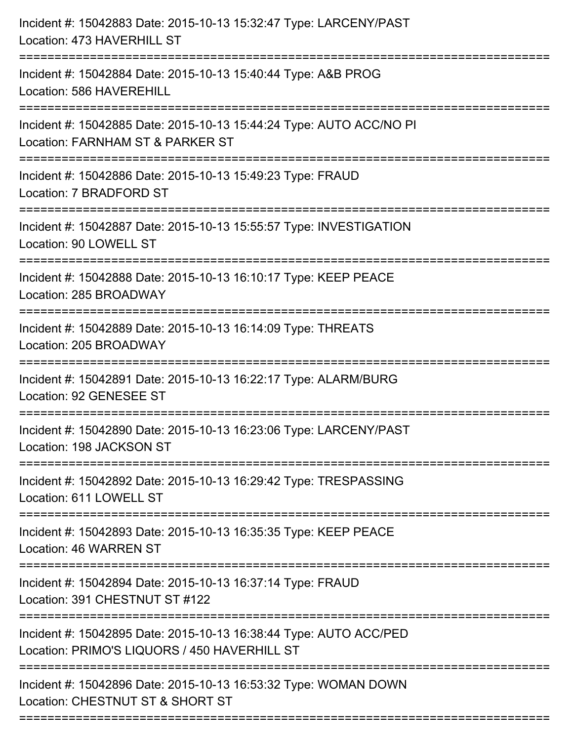Incident #: 15042883 Date: 2015-10-13 15:32:47 Type: LARCENY/PAST
Location: 473 HAVERHILL ST

===========================================================================

Incident #: 15042884 Date: 2015-10-13 15:40:44 Type: A&B PROG
Location: 586 HAVEREHILL

===========================================================================

Incident #: 15042885 Date: 2015-10-13 15:44:24 Type: AUTO ACC/NO PI
Location: FARNHAM ST & PARKER ST

===========================================================================

Incident #: 15042886 Date: 2015-10-13 15:49:23 Type: FRAUD
Location: 7 BRADFORD ST

===========================================================================

Incident #: 15042887 Date: 2015-10-13 15:55:57 Type: INVESTIGATION
Location: 90 LOWELL ST

===========================================================================

Incident #: 15042888 Date: 2015-10-13 16:10:17 Type: KEEP PEACE
Location: 285 BROADWAY

===========================================================================

Incident #: 15042889 Date: 2015-10-13 16:14:09 Type: THREATS
Location: 205 BROADWAY

===========================================================================

Incident #: 15042891 Date: 2015-10-13 16:22:17 Type: ALARM/BURG
Location: 92 GENESEE ST

===========================================================================

Incident #: 15042890 Date: 2015-10-13 16:23:06 Type: LARCENY/PAST
Location: 198 JACKSON ST

===========================================================================

Incident #: 15042892 Date: 2015-10-13 16:29:42 Type: TRESPASSING
Location: 611 LOWELL ST

===========================================================================

Incident #: 15042893 Date: 2015-10-13 16:35:35 Type: KEEP PEACE
Location: 46 WARREN ST

===========================================================================

Incident #: 15042894 Date: 2015-10-13 16:37:14 Type: FRAUD
Location: 391 CHESTNUT ST #122

===========================================================================

Incident #: 15042895 Date: 2015-10-13 16:38:44 Type: AUTO ACC/PED
Location: PRIMO'S LIQUORS / 450 HAVERHILL ST

===========================================================================

Incident #: 15042896 Date: 2015-10-13 16:53:32 Type: WOMAN DOWN
Location: CHESTNUT ST & SHORT ST

===========================================================================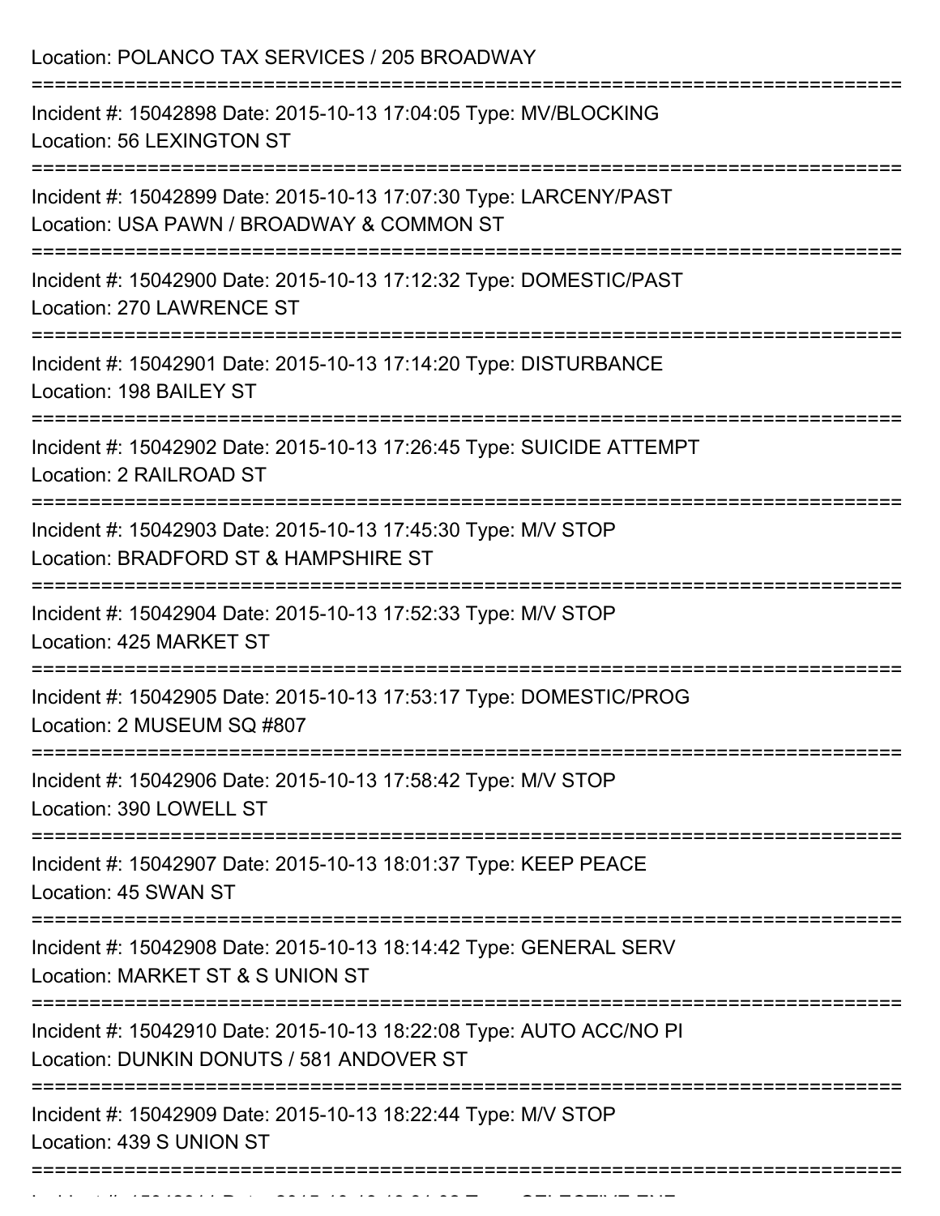Location: POLANCO TAX SERVICES / 205 BROADWAY

===========================================================================

Incident #: 15042898 Date: 2015-10-13 17:04:05 Type: MV/BLOCKING
Location: 56 LEXINGTON ST

===========================================================================

Incident #: 15042899 Date: 2015-10-13 17:07:30 Type: LARCENY/PAST
Location: USA PAWN / BROADWAY & COMMON ST

===========================================================================

Incident #: 15042900 Date: 2015-10-13 17:12:32 Type: DOMESTIC/PAST
Location: 270 LAWRENCE ST

===========================================================================

Incident #: 15042901 Date: 2015-10-13 17:14:20 Type: DISTURBANCE
Location: 198 BAILEY ST

===========================================================================

Incident #: 15042902 Date: 2015-10-13 17:26:45 Type: SUICIDE ATTEMPT
Location: 2 RAILROAD ST

===========================================================================

Incident #: 15042903 Date: 2015-10-13 17:45:30 Type: M/V STOP
Location: BRADFORD ST & HAMPSHIRE ST

===========================================================================

Incident #: 15042904 Date: 2015-10-13 17:52:33 Type: M/V STOP
Location: 425 MARKET ST

===========================================================================

Incident #: 15042905 Date: 2015-10-13 17:53:17 Type: DOMESTIC/PROG
Location: 2 MUSEUM SQ #807

===========================================================================

Incident #: 15042906 Date: 2015-10-13 17:58:42 Type: M/V STOP
Location: 390 LOWELL ST

===========================================================================

Incident #: 15042907 Date: 2015-10-13 18:01:37 Type: KEEP PEACE
Location: 45 SWAN ST

===========================================================================

Incident #: 15042908 Date: 2015-10-13 18:14:42 Type: GENERAL SERV
Location: MARKET ST & S UNION ST

===========================================================================

Incident #: 15042910 Date: 2015-10-13 18:22:08 Type: AUTO ACC/NO PI
Location: DUNKIN DONUTS / 581 ANDOVER ST

===========================================================================

Incident #: 15042909 Date: 2015-10-13 18:22:44 Type: M/V STOP
Location: 439 S UNION ST

===========================================================================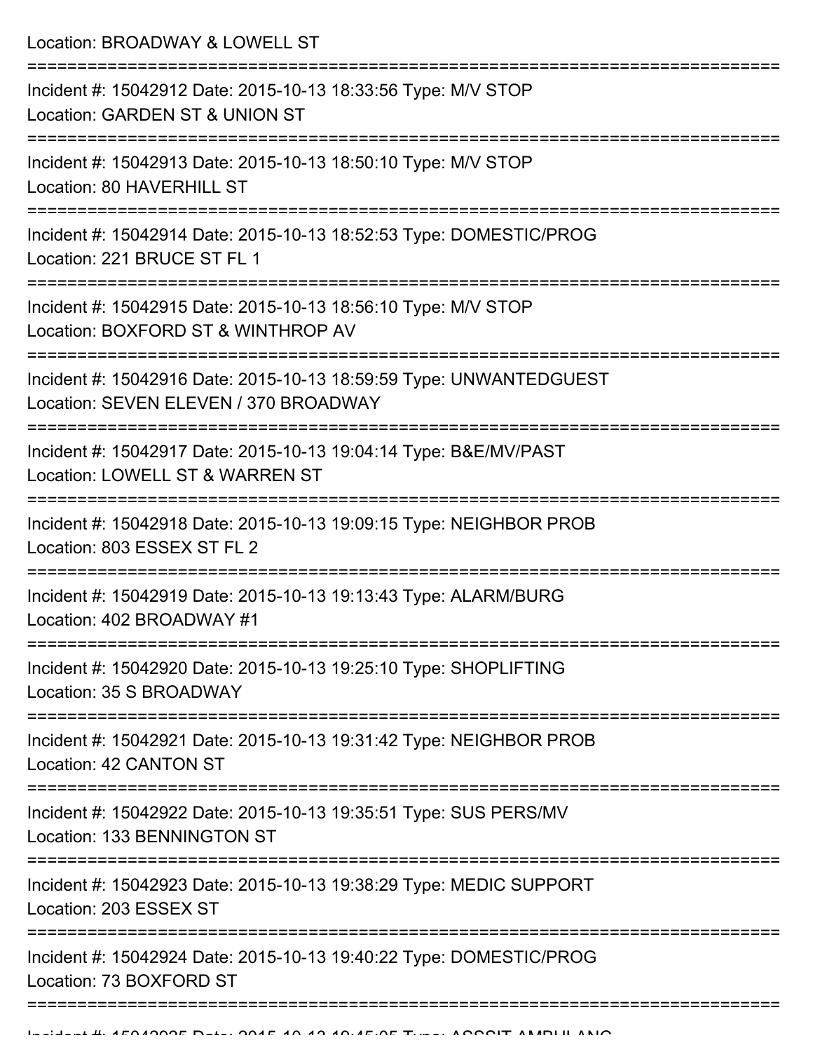Location: BROADWAY & LOWELL ST

===========================================================================

Incident #: 15042912 Date: 2015-10-13 18:33:56 Type: M/V STOP
Location: GARDEN ST & UNION ST

===========================================================================

Incident #: 15042913 Date: 2015-10-13 18:50:10 Type: M/V STOP
Location: 80 HAVERHILL ST

===========================================================================

Incident #: 15042914 Date: 2015-10-13 18:52:53 Type: DOMESTIC/PROG
Location: 221 BRUCE ST FL 1

===========================================================================

Incident #: 15042915 Date: 2015-10-13 18:56:10 Type: M/V STOP
Location: BOXFORD ST & WINTHROP AV

===========================================================================

Incident #: 15042916 Date: 2015-10-13 18:59:59 Type: UNWANTEDGUEST
Location: SEVEN ELEVEN / 370 BROADWAY

===========================================================================

Incident #: 15042917 Date: 2015-10-13 19:04:14 Type: B&E/MV/PAST
Location: LOWELL ST & WARREN ST

===========================================================================

Incident #: 15042918 Date: 2015-10-13 19:09:15 Type: NEIGHBOR PROB
Location: 803 ESSEX ST FL 2

===========================================================================

Incident #: 15042919 Date: 2015-10-13 19:13:43 Type: ALARM/BURG
Location: 402 BROADWAY #1

===========================================================================

Incident #: 15042920 Date: 2015-10-13 19:25:10 Type: SHOPLIFTING
Location: 35 S BROADWAY

===========================================================================

Incident #: 15042921 Date: 2015-10-13 19:31:42 Type: NEIGHBOR PROB
Location: 42 CANTON ST

===========================================================================

Incident #: 15042922 Date: 2015-10-13 19:35:51 Type: SUS PERS/MV
Location: 133 BENNINGTON ST

===========================================================================

Incident #: 15042923 Date: 2015-10-13 19:38:29 Type: MEDIC SUPPORT
Location: 203 ESSEX ST

===========================================================================

Incident #: 15042924 Date: 2015-10-13 19:40:22 Type: DOMESTIC/PROG
Location: 73 BOXFORD ST

===========================================================================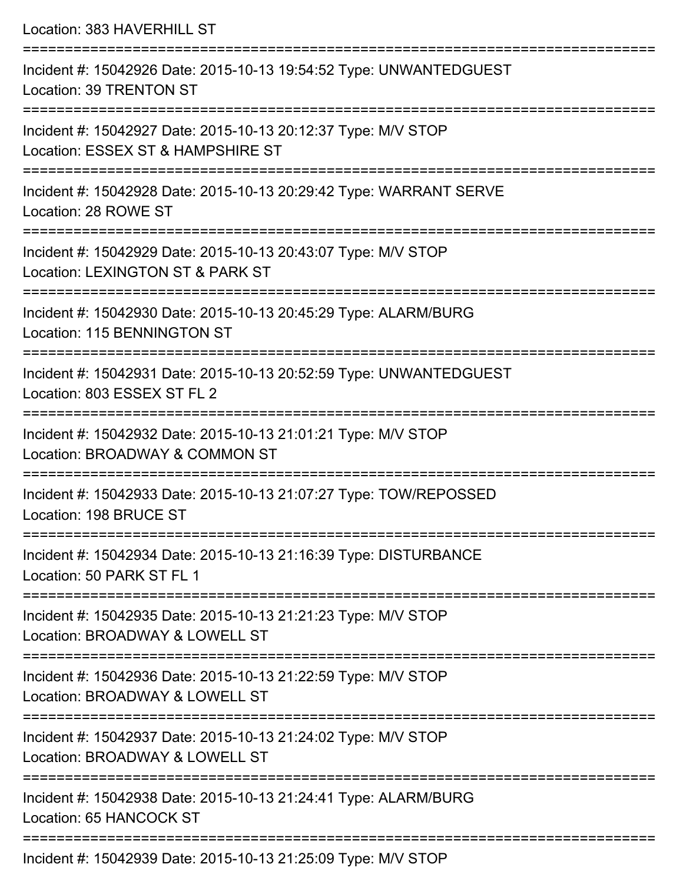Location: 383 HAVERHILL ST

===========================================================================

Incident #: 15042926 Date: 2015-10-13 19:54:52 Type: UNWANTEDGUEST
Location: 39 TRENTON ST

===========================================================================

Incident #: 15042927 Date: 2015-10-13 20:12:37 Type: M/V STOP
Location: ESSEX ST & HAMPSHIRE ST

===========================================================================

Incident #: 15042928 Date: 2015-10-13 20:29:42 Type: WARRANT SERVE
Location: 28 ROWE ST

===========================================================================

Incident #: 15042929 Date: 2015-10-13 20:43:07 Type: M/V STOP
Location: LEXINGTON ST & PARK ST

===========================================================================

Incident #: 15042930 Date: 2015-10-13 20:45:29 Type: ALARM/BURG
Location: 115 BENNINGTON ST

===========================================================================

Incident #: 15042931 Date: 2015-10-13 20:52:59 Type: UNWANTEDGUEST
Location: 803 ESSEX ST FL 2

===========================================================================

Incident #: 15042932 Date: 2015-10-13 21:01:21 Type: M/V STOP
Location: BROADWAY & COMMON ST

===========================================================================

Incident #: 15042933 Date: 2015-10-13 21:07:27 Type: TOW/REPOSSED
Location: 198 BRUCE ST

===========================================================================

Incident #: 15042934 Date: 2015-10-13 21:16:39 Type: DISTURBANCE
Location: 50 PARK ST FL 1

===========================================================================

Incident #: 15042935 Date: 2015-10-13 21:21:23 Type: M/V STOP
Location: BROADWAY & LOWELL ST

===========================================================================

Incident #: 15042936 Date: 2015-10-13 21:22:59 Type: M/V STOP
Location: BROADWAY & LOWELL ST

===========================================================================

Incident #: 15042937 Date: 2015-10-13 21:24:02 Type: M/V STOP
Location: BROADWAY & LOWELL ST

===========================================================================

Incident #: 15042938 Date: 2015-10-13 21:24:41 Type: ALARM/BURG
Location: 65 HANCOCK ST

===========================================================================

Incident #: 15042939 Date: 2015-10-13 21:25:09 Type: M/V STOP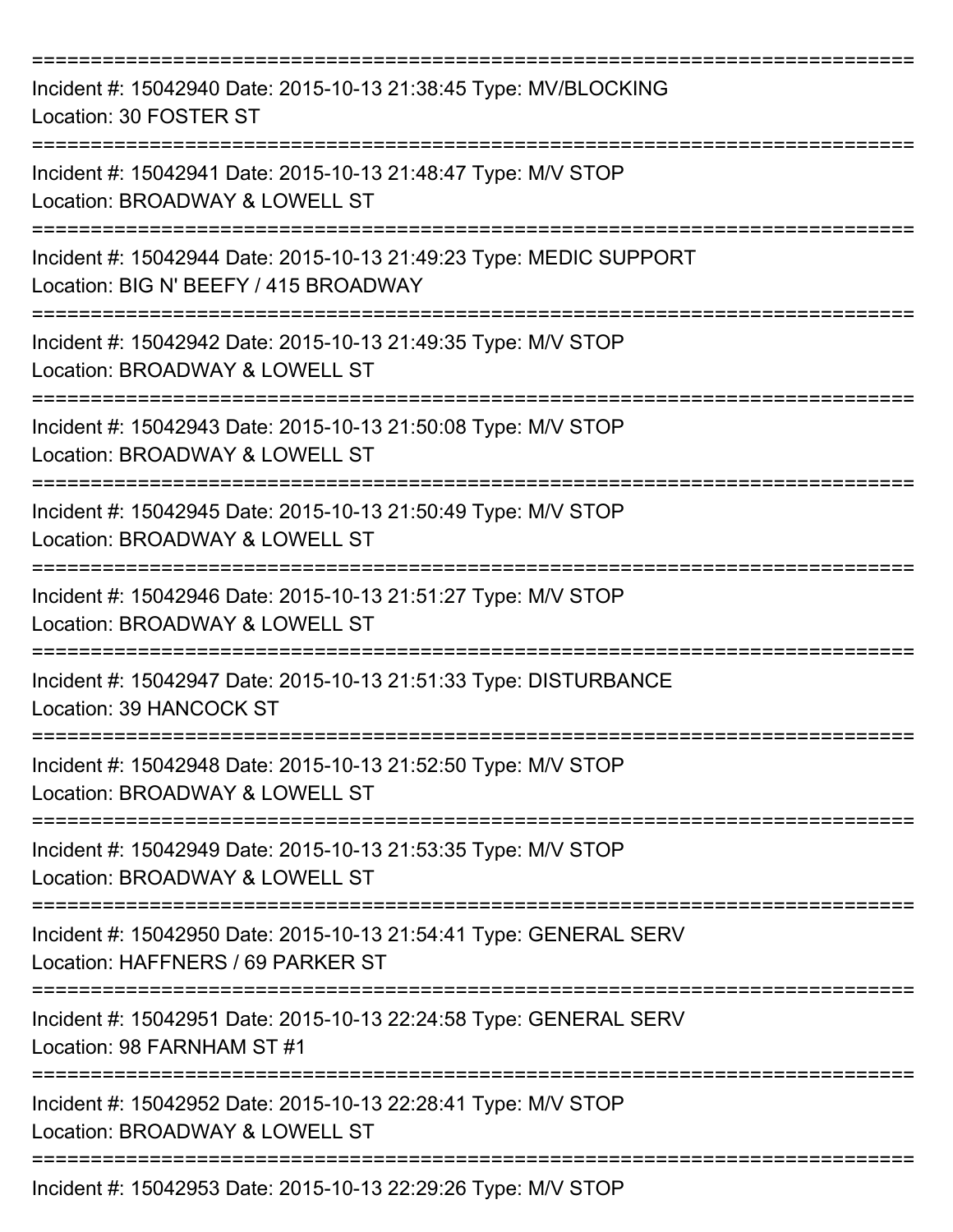===========================================================================

Incident #: 15042940 Date: 2015-10-13 21:38:45 Type: MV/BLOCKING
Location: 30 FOSTER ST

===========================================================================

Incident #: 15042941 Date: 2015-10-13 21:48:47 Type: M/V STOP
Location: BROADWAY & LOWELL ST

===========================================================================

Incident #: 15042944 Date: 2015-10-13 21:49:23 Type: MEDIC SUPPORT
Location: BIG N' BEEFY / 415 BROADWAY

===========================================================================

Incident #: 15042942 Date: 2015-10-13 21:49:35 Type: M/V STOP
Location: BROADWAY & LOWELL ST

===========================================================================

Incident #: 15042943 Date: 2015-10-13 21:50:08 Type: M/V STOP
Location: BROADWAY & LOWELL ST

===========================================================================

Incident #: 15042945 Date: 2015-10-13 21:50:49 Type: M/V STOP
Location: BROADWAY & LOWELL ST

===========================================================================

Incident #: 15042946 Date: 2015-10-13 21:51:27 Type: M/V STOP
Location: BROADWAY & LOWELL ST

===========================================================================

Incident #: 15042947 Date: 2015-10-13 21:51:33 Type: DISTURBANCE
Location: 39 HANCOCK ST

===========================================================================

Incident #: 15042948 Date: 2015-10-13 21:52:50 Type: M/V STOP
Location: BROADWAY & LOWELL ST

===========================================================================

Incident #: 15042949 Date: 2015-10-13 21:53:35 Type: M/V STOP
Location: BROADWAY & LOWELL ST

===========================================================================

Incident #: 15042950 Date: 2015-10-13 21:54:41 Type: GENERAL SERV
Location: HAFFNERS / 69 PARKER ST

===========================================================================

Incident #: 15042951 Date: 2015-10-13 22:24:58 Type: GENERAL SERV
Location: 98 FARNHAM ST #1

===========================================================================

Incident #: 15042952 Date: 2015-10-13 22:28:41 Type: M/V STOP
Location: BROADWAY & LOWELL ST

===========================================================================

Incident #: 15042953 Date: 2015-10-13 22:29:26 Type: M/V STOP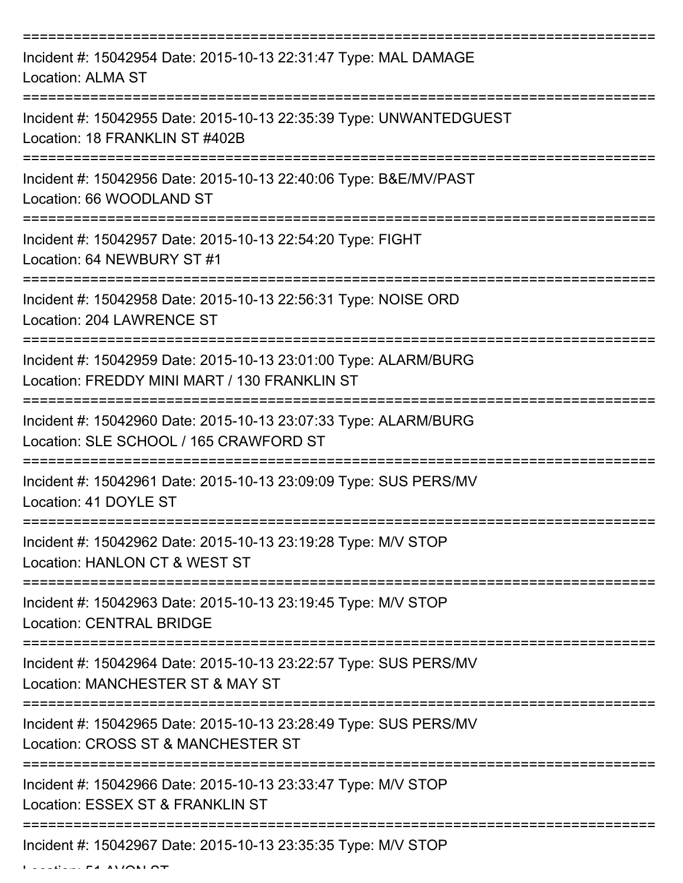===========================================================================

Incident #: 15042954 Date: 2015-10-13 22:31:47 Type: MAL DAMAGE
Location: ALMA ST

===========================================================================

Incident #: 15042955 Date: 2015-10-13 22:35:39 Type: UNWANTEDGUEST
Location: 18 FRANKLIN ST #402B

===========================================================================

Incident #: 15042956 Date: 2015-10-13 22:40:06 Type: B&E/MV/PAST
Location: 66 WOODLAND ST

===========================================================================

Incident #: 15042957 Date: 2015-10-13 22:54:20 Type: FIGHT
Location: 64 NEWBURY ST #1

===========================================================================

Incident #: 15042958 Date: 2015-10-13 22:56:31 Type: NOISE ORD
Location: 204 LAWRENCE ST

===========================================================================

Incident #: 15042959 Date: 2015-10-13 23:01:00 Type: ALARM/BURG
Location: FREDDY MINI MART / 130 FRANKLIN ST

===========================================================================

Incident #: 15042960 Date: 2015-10-13 23:07:33 Type: ALARM/BURG
Location: SLE SCHOOL / 165 CRAWFORD ST

===========================================================================

Incident #: 15042961 Date: 2015-10-13 23:09:09 Type: SUS PERS/MV
Location: 41 DOYLE ST

===========================================================================

Incident #: 15042962 Date: 2015-10-13 23:19:28 Type: M/V STOP
Location: HANLON CT & WEST ST

===========================================================================

Incident #: 15042963 Date: 2015-10-13 23:19:45 Type: M/V STOP
Location: CENTRAL BRIDGE

===========================================================================

Incident #: 15042964 Date: 2015-10-13 23:22:57 Type: SUS PERS/MV
Location: MANCHESTER ST & MAY ST

===========================================================================

Incident #: 15042965 Date: 2015-10-13 23:28:49 Type: SUS PERS/MV
Location: CROSS ST & MANCHESTER ST

===========================================================================

Incident #: 15042966 Date: 2015-10-13 23:33:47 Type: M/V STOP
Location: ESSEX ST & FRANKLIN ST

===========================================================================

Incident #: 15042967 Date: 2015-10-13 23:35:35 Type: M/V STOP
Location: 51 AVON ST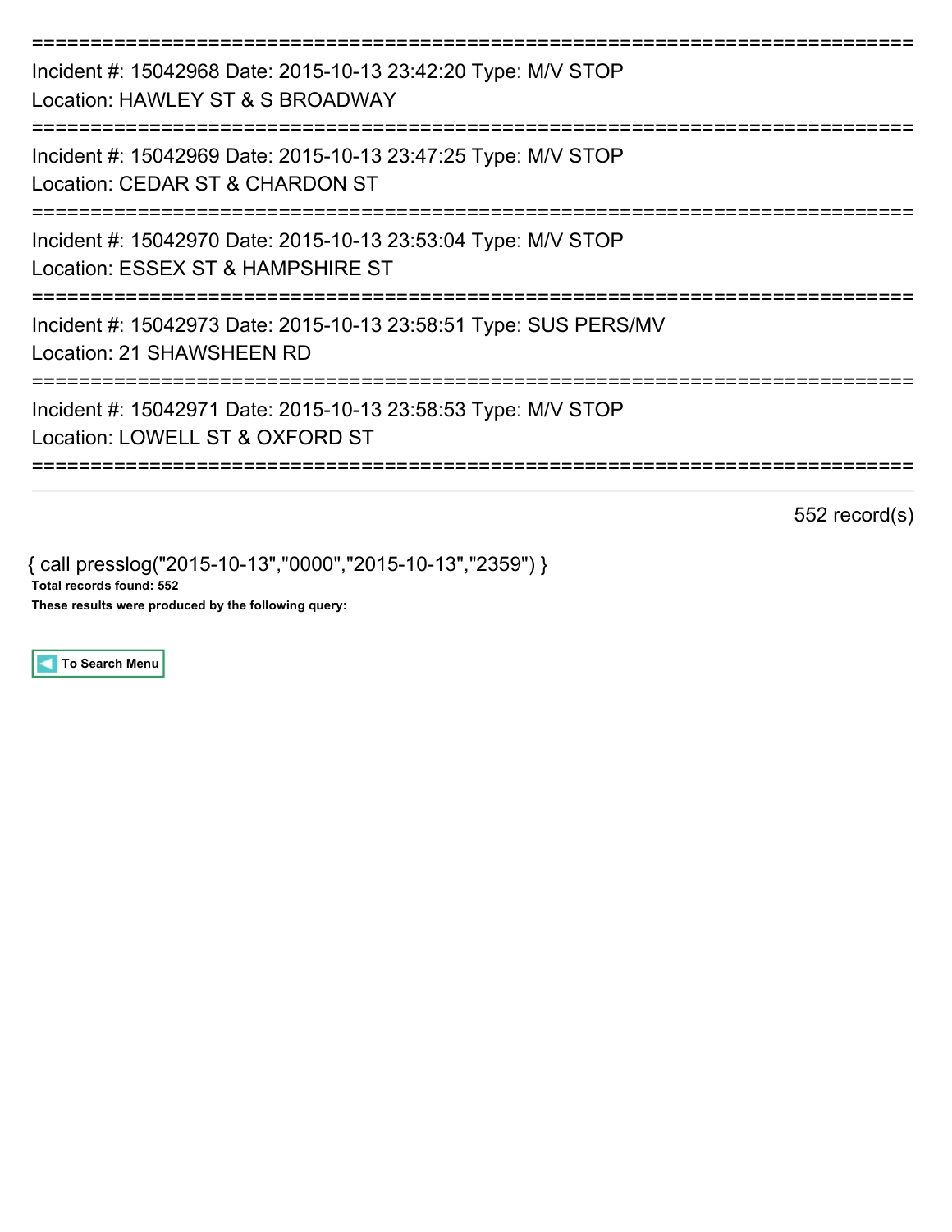===========================================================================

Incident #: 15042968 Date: 2015-10-13 23:42:20 Type: M/V STOP

Location: HAWLEY ST & S BROADWAY

===========================================================================

Incident #: 15042969 Date: 2015-10-13 23:47:25 Type: M/V STOP

Location: CEDAR ST & CHARDON ST

===========================================================================

Incident #: 15042970 Date: 2015-10-13 23:53:04 Type: M/V STOP

Location: ESSEX ST & HAMPSHIRE ST

===========================================================================

Incident #: 15042973 Date: 2015-10-13 23:58:51 Type: SUS PERS/MV

Location: 21 SHAWSHEEN RD

===========================================================================

Incident #: 15042971 Date: 2015-10-13 23:58:53 Type: M/V STOP

Location: LOWELL ST & OXFORD ST

===========================================================================

552 record(s)

{ call presslog("2015-10-13","0000","2015-10-13","2359") }

**Total records found: 552**

**These results were produced by the following query:**

To Search Menu